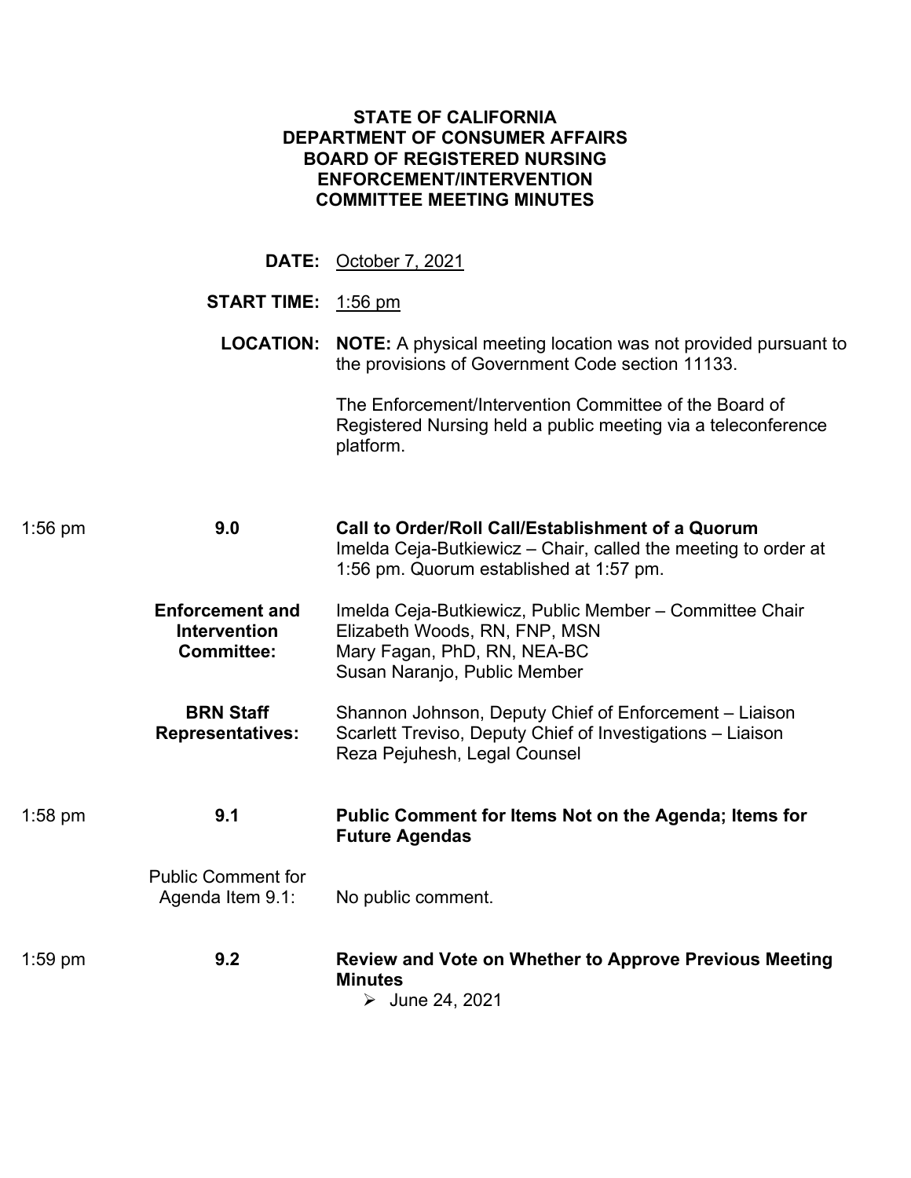**STATE OF CALIFORNIA**
**DEPARTMENT OF CONSUMER AFFAIRS**
**BOARD OF REGISTERED NURSING**
**ENFORCEMENT/INTERVENTION**
**COMMITTEE MEETING MINUTES**

**DATE:** October 7, 2021

**START TIME:** 1:56 pm

**LOCATION:** **NOTE:** A physical meeting location was not provided pursuant to the provisions of Government Code section 11133.

The Enforcement/Intervention Committee of the Board of Registered Nursing held a public meeting via a teleconference platform.

1:56 pm **9.0** **Call to Order/Roll Call/Establishment of a Quorum**

Imelda Ceja-Butkiewicz – Chair, called the meeting to order at 1:56 pm. Quorum established at 1:57 pm.

**Enforcement and Intervention Committee:**

Imelda Ceja-Butkiewicz, Public Member – Committee Chair
Elizabeth Woods, RN, FNP, MSN
Mary Fagan, PhD, RN, NEA-BC
Susan Naranjo, Public Member

**BRN Staff Representatives:**

Shannon Johnson, Deputy Chief of Enforcement – Liaison
Scarlett Treviso, Deputy Chief of Investigations – Liaison
Reza Pejuhesh, Legal Counsel

1:58 pm **9.1** **Public Comment for Items Not on the Agenda; Items for Future Agendas**

Public Comment for Agenda Item 9.1: No public comment.

1:59 pm **9.2** **Review and Vote on Whether to Approve Previous Meeting Minutes**

- June 24, 2021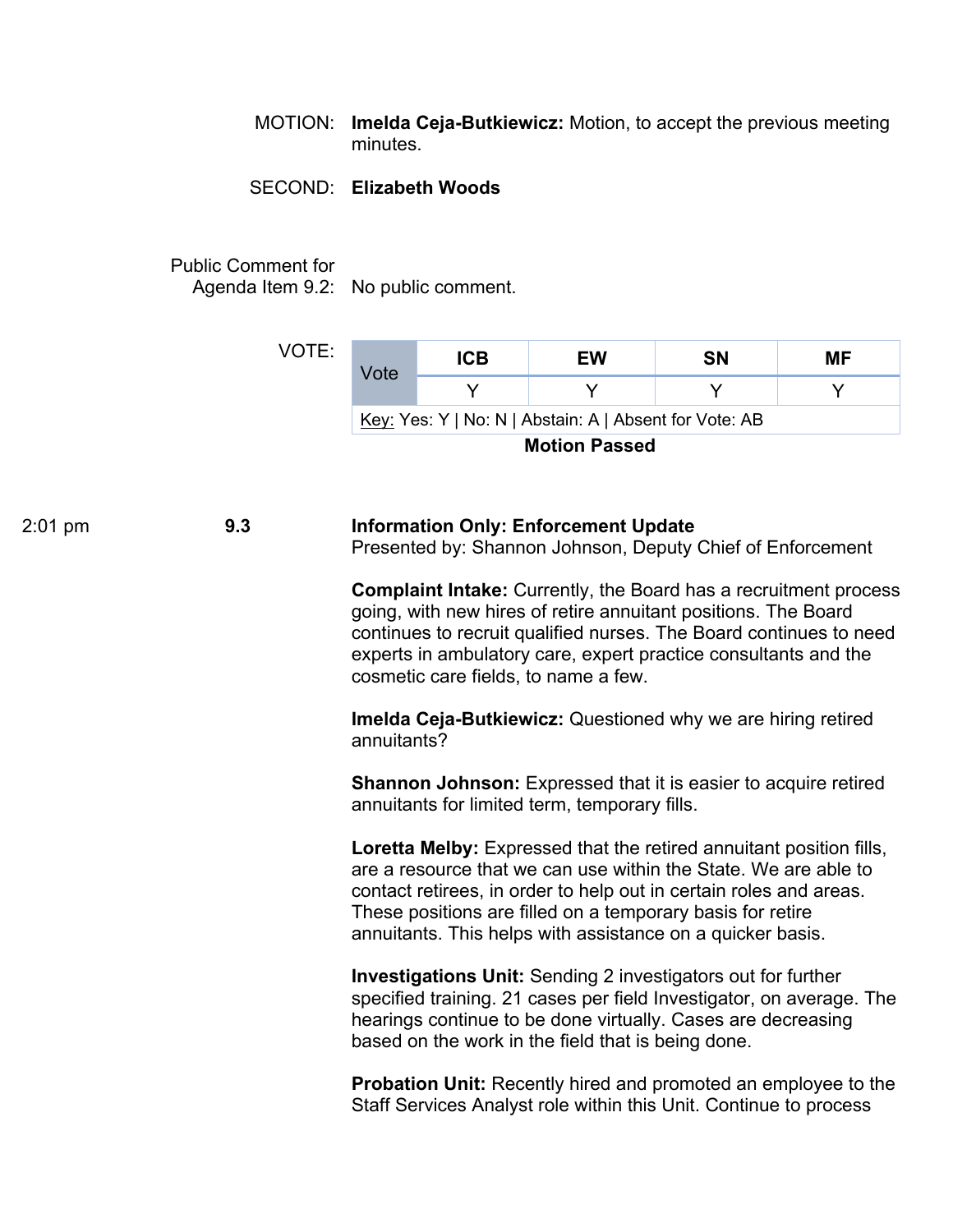MOTION: **Imelda Ceja-Butkiewicz:** Motion, to accept the previous meeting minutes.

SECOND: **Elizabeth Woods**

Public Comment for Agenda Item 9.2: No public comment.

VOTE:

| Vote | ICB | EW | SN | MF |
|---|---|---|---|---|
| | Y | Y | Y | Y |

Key: Yes: Y | No: N | Abstain: A | Absent for Vote: AB

**Motion Passed**

2:01 pm **9.3** **Information Only: Enforcement Update**
Presented by: Shannon Johnson, Deputy Chief of Enforcement

**Complaint Intake:** Currently, the Board has a recruitment process going, with new hires of retire annuitant positions. The Board continues to recruit qualified nurses. The Board continues to need experts in ambulatory care, expert practice consultants and the cosmetic care fields, to name a few.

**Imelda Ceja-Butkiewicz:** Questioned why we are hiring retired annuitants?

**Shannon Johnson:** Expressed that it is easier to acquire retired annuitants for limited term, temporary fills.

**Loretta Melby:** Expressed that the retired annuitant position fills, are a resource that we can use within the State. We are able to contact retirees, in order to help out in certain roles and areas. These positions are filled on a temporary basis for retire annuitants. This helps with assistance on a quicker basis.

**Investigations Unit:** Sending 2 investigators out for further specified training. 21 cases per field Investigator, on average. The hearings continue to be done virtually. Cases are decreasing based on the work in the field that is being done.

**Probation Unit:** Recently hired and promoted an employee to the Staff Services Analyst role within this Unit. Continue to process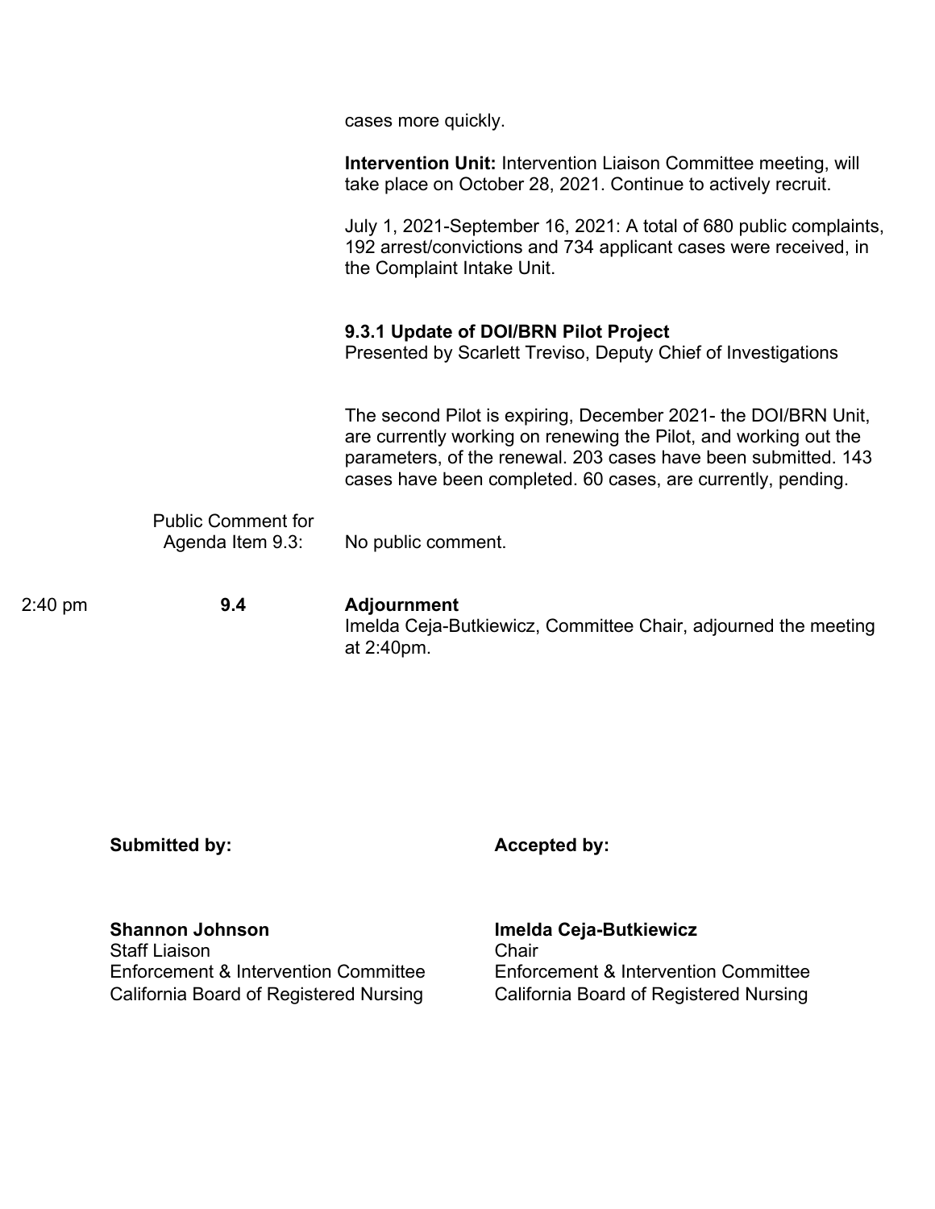cases more quickly.

**Intervention Unit:** Intervention Liaison Committee meeting, will take place on October 28, 2021. Continue to actively recruit.

July 1, 2021-September 16, 2021: A total of 680 public complaints, 192 arrest/convictions and 734 applicant cases were received, in the Complaint Intake Unit.

**9.3.1 Update of DOI/BRN Pilot Project**
Presented by Scarlett Treviso, Deputy Chief of Investigations

The second Pilot is expiring, December 2021- the DOI/BRN Unit, are currently working on renewing the Pilot, and working out the parameters, of the renewal. 203 cases have been submitted. 143 cases have been completed. 60 cases, are currently, pending.

Public Comment for Agenda Item 9.3: No public comment.

2:40 pm **9.4** **Adjournment**
Imelda Ceja-Butkiewicz, Committee Chair, adjourned the meeting at 2:40pm.

**Submitted by:**

**Shannon Johnson**
Staff Liaison
Enforcement & Intervention Committee
California Board of Registered Nursing

**Accepted by:**

**Imelda Ceja-Butkiewicz**
Chair
Enforcement & Intervention Committee
California Board of Registered Nursing